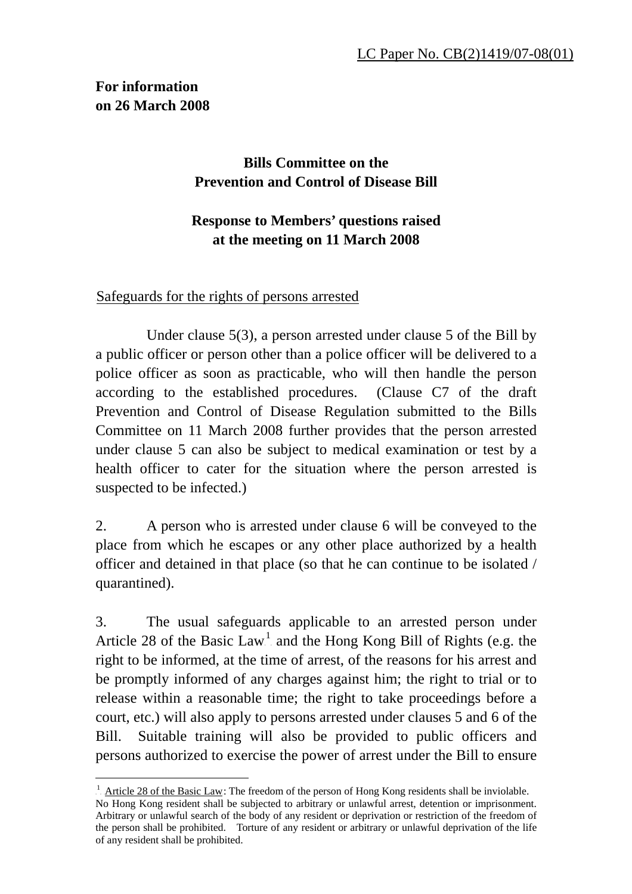LC Paper No. CB(2)1419/07-08(01)

**For information**
**on 26 March 2008**

**Bills Committee on the**
**Prevention and Control of Disease Bill**

**Response to Members' questions raised**
**at the meeting on 11 March 2008**

Safeguards for the rights of persons arrested

Under clause 5(3), a person arrested under clause 5 of the Bill by a public officer or person other than a police officer will be delivered to a police officer as soon as practicable, who will then handle the person according to the established procedures. (Clause C7 of the draft Prevention and Control of Disease Regulation submitted to the Bills Committee on 11 March 2008 further provides that the person arrested under clause 5 can also be subject to medical examination or test by a health officer to cater for the situation where the person arrested is suspected to be infected.)

2. A person who is arrested under clause 6 will be conveyed to the place from which he escapes or any other place authorized by a health officer and detained in that place (so that he can continue to be isolated / quarantined).

3. The usual safeguards applicable to an arrested person under Article 28 of the Basic Law[1] and the Hong Kong Bill of Rights (e.g. the right to be informed, at the time of arrest, of the reasons for his arrest and be promptly informed of any charges against him; the right to trial or to release within a reasonable time; the right to take proceedings before a court, etc.) will also apply to persons arrested under clauses 5 and 6 of the Bill. Suitable training will also be provided to public officers and persons authorized to exercise the power of arrest under the Bill to ensure

---

[1] Article 28 of the Basic Law: The freedom of the person of Hong Kong residents shall be inviolable. No Hong Kong resident shall be subjected to arbitrary or unlawful arrest, detention or imprisonment. Arbitrary or unlawful search of the body of any resident or deprivation or restriction of the freedom of the person shall be prohibited. Torture of any resident or arbitrary or unlawful deprivation of the life of any resident shall be prohibited.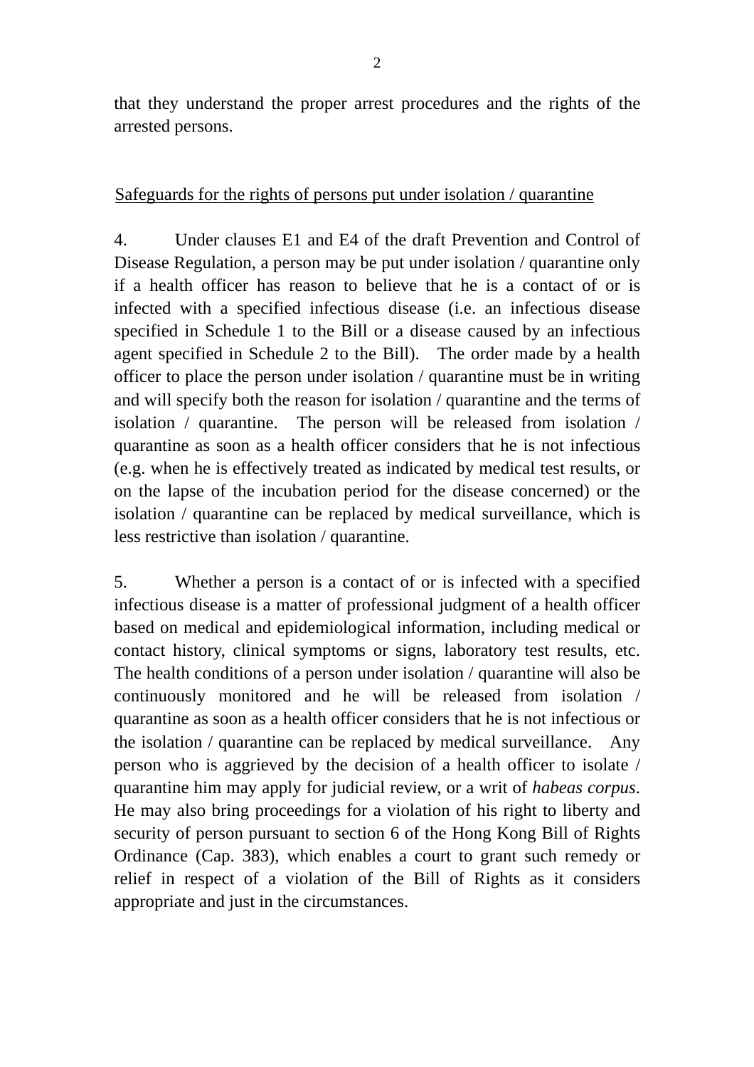that they understand the proper arrest procedures and the rights of the arrested persons.

## Safeguards for the rights of persons put under isolation / quarantine

4. Under clauses E1 and E4 of the draft Prevention and Control of Disease Regulation, a person may be put under isolation / quarantine only if a health officer has reason to believe that he is a contact of or is infected with a specified infectious disease (i.e. an infectious disease specified in Schedule 1 to the Bill or a disease caused by an infectious agent specified in Schedule 2 to the Bill). The order made by a health officer to place the person under isolation / quarantine must be in writing and will specify both the reason for isolation / quarantine and the terms of isolation / quarantine. The person will be released from isolation / quarantine as soon as a health officer considers that he is not infectious (e.g. when he is effectively treated as indicated by medical test results, or on the lapse of the incubation period for the disease concerned) or the isolation / quarantine can be replaced by medical surveillance, which is less restrictive than isolation / quarantine.

5. Whether a person is a contact of or is infected with a specified infectious disease is a matter of professional judgment of a health officer based on medical and epidemiological information, including medical or contact history, clinical symptoms or signs, laboratory test results, etc. The health conditions of a person under isolation / quarantine will also be continuously monitored and he will be released from isolation / quarantine as soon as a health officer considers that he is not infectious or the isolation / quarantine can be replaced by medical surveillance. Any person who is aggrieved by the decision of a health officer to isolate / quarantine him may apply for judicial review, or a writ of *habeas corpus*. He may also bring proceedings for a violation of his right to liberty and security of person pursuant to section 6 of the Hong Kong Bill of Rights Ordinance (Cap. 383), which enables a court to grant such remedy or relief in respect of a violation of the Bill of Rights as it considers appropriate and just in the circumstances.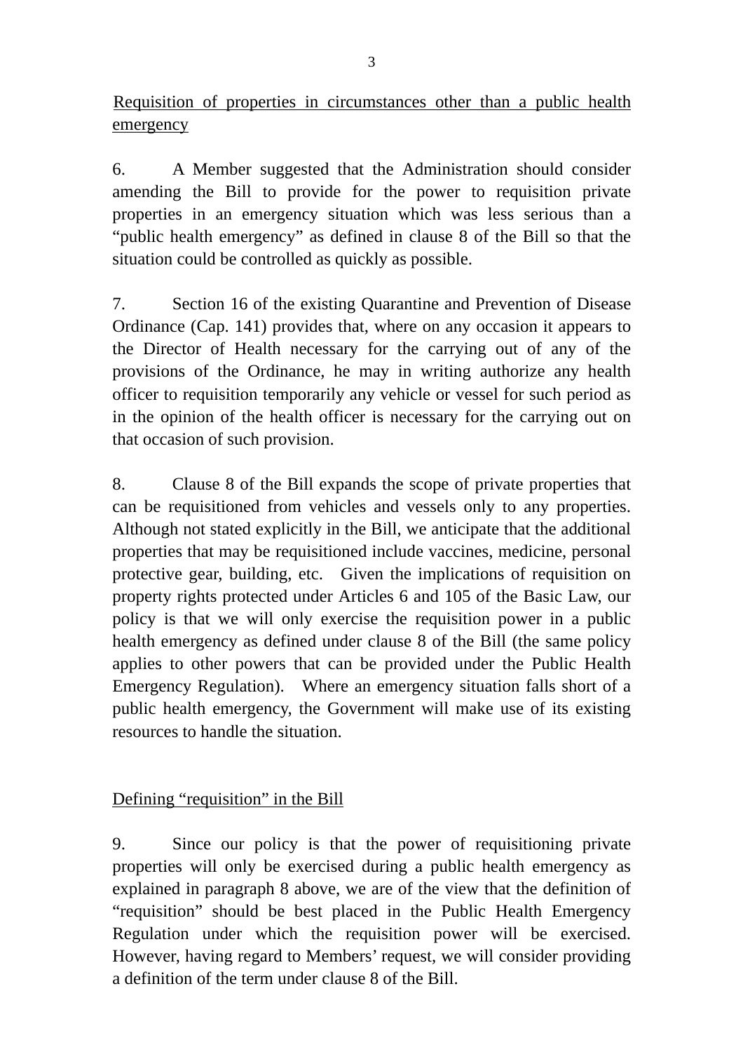Requisition of properties in circumstances other than a public health emergency

6. A Member suggested that the Administration should consider amending the Bill to provide for the power to requisition private properties in an emergency situation which was less serious than a "public health emergency" as defined in clause 8 of the Bill so that the situation could be controlled as quickly as possible.

7. Section 16 of the existing Quarantine and Prevention of Disease Ordinance (Cap. 141) provides that, where on any occasion it appears to the Director of Health necessary for the carrying out of any of the provisions of the Ordinance, he may in writing authorize any health officer to requisition temporarily any vehicle or vessel for such period as in the opinion of the health officer is necessary for the carrying out on that occasion of such provision.

8. Clause 8 of the Bill expands the scope of private properties that can be requisitioned from vehicles and vessels only to any properties. Although not stated explicitly in the Bill, we anticipate that the additional properties that may be requisitioned include vaccines, medicine, personal protective gear, building, etc. Given the implications of requisition on property rights protected under Articles 6 and 105 of the Basic Law, our policy is that we will only exercise the requisition power in a public health emergency as defined under clause 8 of the Bill (the same policy applies to other powers that can be provided under the Public Health Emergency Regulation). Where an emergency situation falls short of a public health emergency, the Government will make use of its existing resources to handle the situation.

Defining "requisition" in the Bill

9. Since our policy is that the power of requisitioning private properties will only be exercised during a public health emergency as explained in paragraph 8 above, we are of the view that the definition of "requisition" should be best placed in the Public Health Emergency Regulation under which the requisition power will be exercised. However, having regard to Members' request, we will consider providing a definition of the term under clause 8 of the Bill.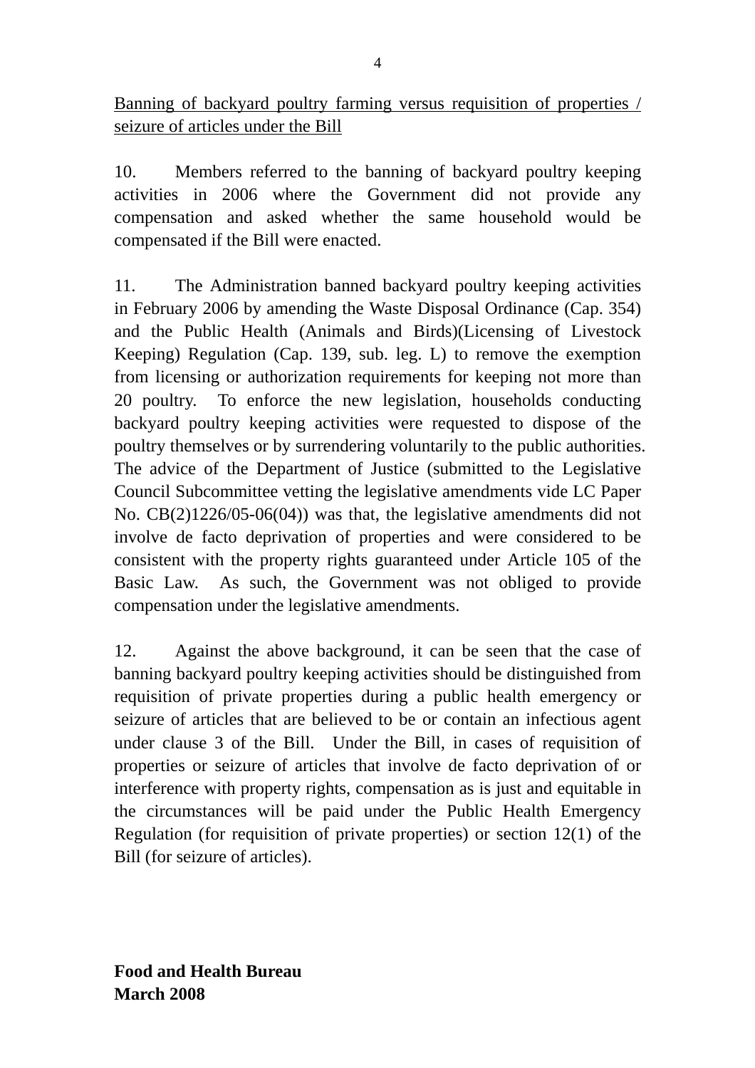<u>Banning of backyard poultry farming versus requisition of properties / seizure of articles under the Bill</u>

10. Members referred to the banning of backyard poultry keeping activities in 2006 where the Government did not provide any compensation and asked whether the same household would be compensated if the Bill were enacted.

11. The Administration banned backyard poultry keeping activities in February 2006 by amending the Waste Disposal Ordinance (Cap. 354) and the Public Health (Animals and Birds)(Licensing of Livestock Keeping) Regulation (Cap. 139, sub. leg. L) to remove the exemption from licensing or authorization requirements for keeping not more than 20 poultry. To enforce the new legislation, households conducting backyard poultry keeping activities were requested to dispose of the poultry themselves or by surrendering voluntarily to the public authorities. The advice of the Department of Justice (submitted to the Legislative Council Subcommittee vetting the legislative amendments vide LC Paper No. CB(2)1226/05-06(04)) was that, the legislative amendments did not involve de facto deprivation of properties and were considered to be consistent with the property rights guaranteed under Article 105 of the Basic Law. As such, the Government was not obliged to provide compensation under the legislative amendments.

12. Against the above background, it can be seen that the case of banning backyard poultry keeping activities should be distinguished from requisition of private properties during a public health emergency or seizure of articles that are believed to be or contain an infectious agent under clause 3 of the Bill. Under the Bill, in cases of requisition of properties or seizure of articles that involve de facto deprivation of or interference with property rights, compensation as is just and equitable in the circumstances will be paid under the Public Health Emergency Regulation (for requisition of private properties) or section 12(1) of the Bill (for seizure of articles).

**Food and Health Bureau**
**March 2008**